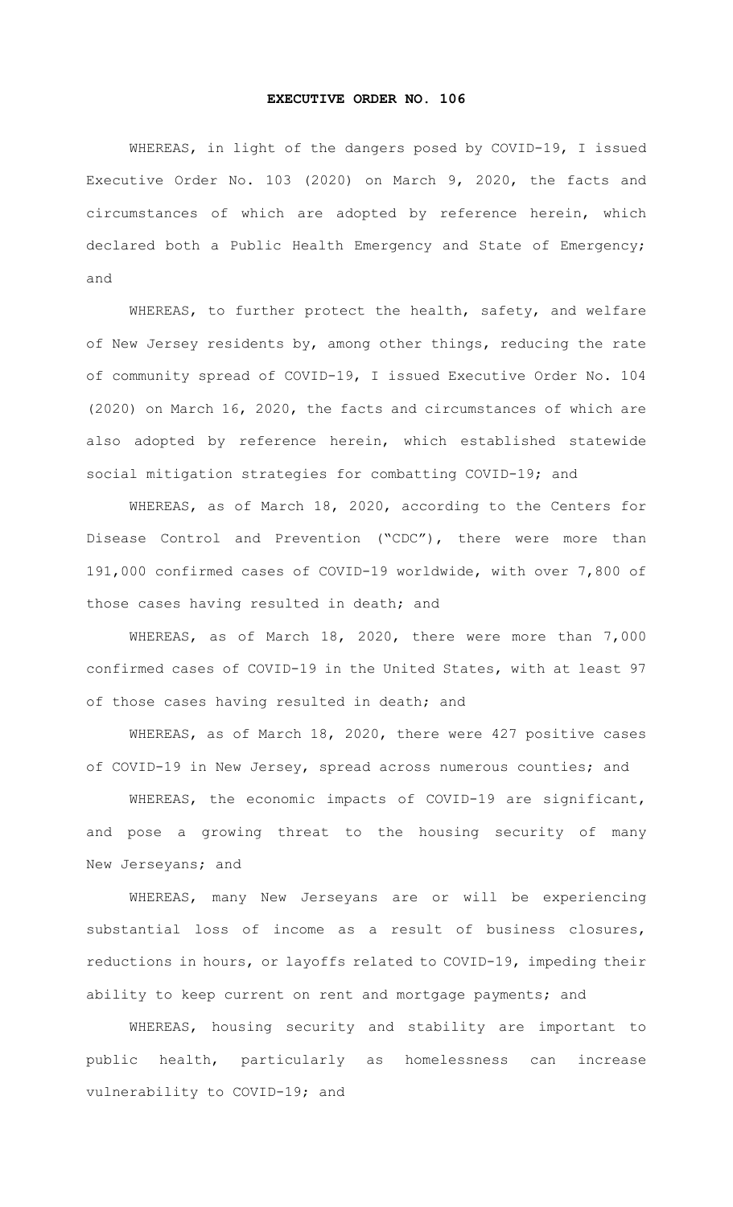# EXECUTIVE ORDER NO. 106

WHEREAS, in light of the dangers posed by COVID-19, I issued Executive Order No. 103 (2020) on March 9, 2020, the facts and circumstances of which are adopted by reference herein, which declared both a Public Health Emergency and State of Emergency; and

WHEREAS, to further protect the health, safety, and welfare of New Jersey residents by, among other things, reducing the rate of community spread of COVID-19, I issued Executive Order No. 104 (2020) on March 16, 2020, the facts and circumstances of which are also adopted by reference herein, which established statewide social mitigation strategies for combatting COVID-19; and

WHEREAS, as of March 18, 2020, according to the Centers for Disease Control and Prevention ("CDC"), there were more than 191,000 confirmed cases of COVID-19 worldwide, with over 7,800 of those cases having resulted in death; and

WHEREAS, as of March 18, 2020, there were more than 7,000 confirmed cases of COVID-19 in the United States, with at least 97 of those cases having resulted in death; and

WHEREAS, as of March 18, 2020, there were 427 positive cases of COVID-19 in New Jersey, spread across numerous counties; and

WHEREAS, the economic impacts of COVID-19 are significant, and pose a growing threat to the housing security of many New Jerseyans; and

WHEREAS, many New Jerseyans are or will be experiencing substantial loss of income as a result of business closures, reductions in hours, or layoffs related to COVID-19, impeding their ability to keep current on rent and mortgage payments; and

WHEREAS, housing security and stability are important to public health, particularly as homelessness can increase vulnerability to COVID-19; and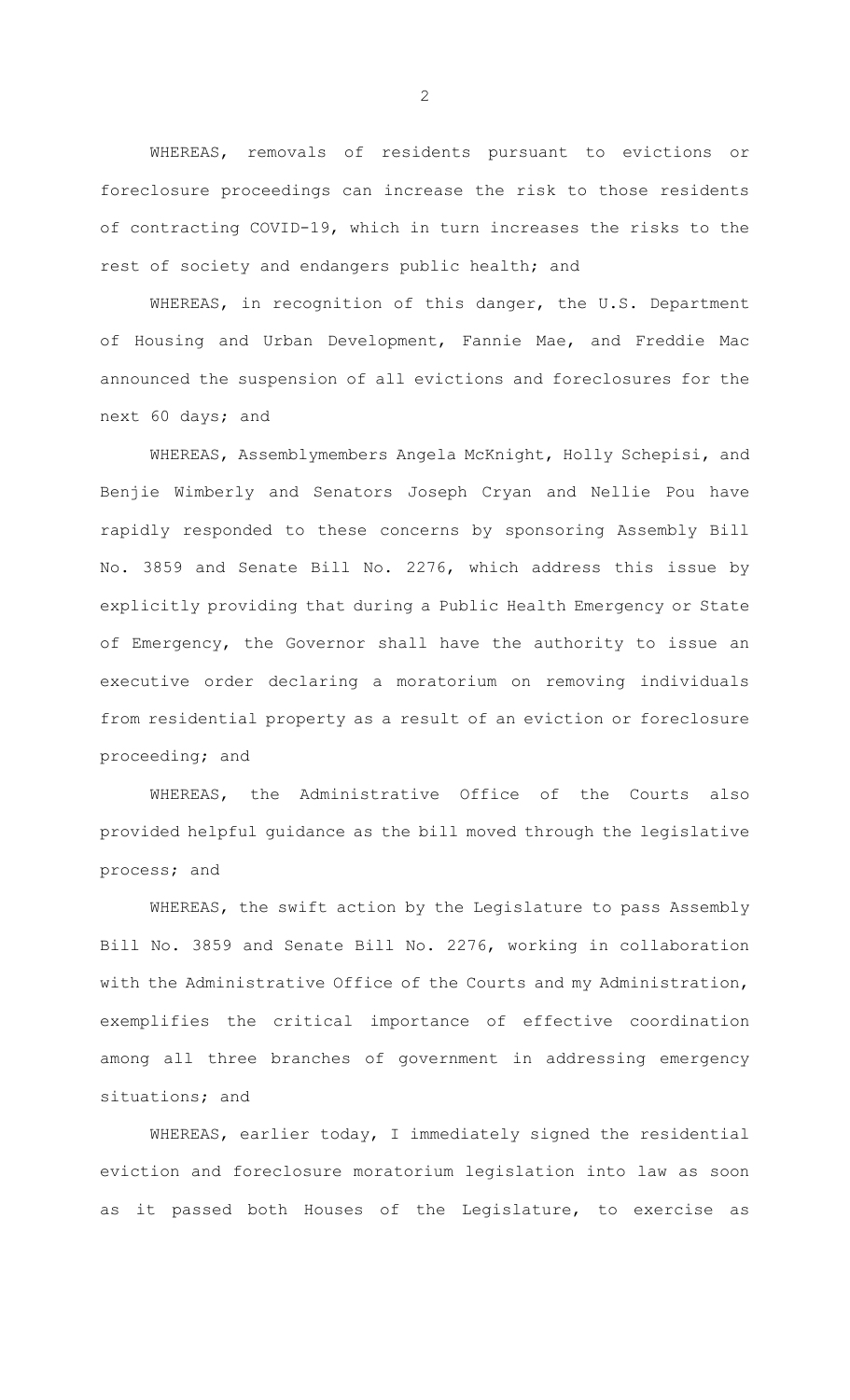WHEREAS, removals of residents pursuant to evictions or foreclosure proceedings can increase the risk to those residents of contracting COVID-19, which in turn increases the risks to the rest of society and endangers public health; and

WHEREAS, in recognition of this danger, the U.S. Department of Housing and Urban Development, Fannie Mae, and Freddie Mac announced the suspension of all evictions and foreclosures for the next 60 days; and

WHEREAS, Assemblymembers Angela McKnight, Holly Schepisi, and Benjie Wimberly and Senators Joseph Cryan and Nellie Pou have rapidly responded to these concerns by sponsoring Assembly Bill No. 3859 and Senate Bill No. 2276, which address this issue by explicitly providing that during a Public Health Emergency or State of Emergency, the Governor shall have the authority to issue an executive order declaring a moratorium on removing individuals from residential property as a result of an eviction or foreclosure proceeding; and

WHEREAS, the Administrative Office of the Courts also provided helpful guidance as the bill moved through the legislative process; and

WHEREAS, the swift action by the Legislature to pass Assembly Bill No. 3859 and Senate Bill No. 2276, working in collaboration with the Administrative Office of the Courts and my Administration, exemplifies the critical importance of effective coordination among all three branches of government in addressing emergency situations; and

WHEREAS, earlier today, I immediately signed the residential eviction and foreclosure moratorium legislation into law as soon as it passed both Houses of the Legislature, to exercise as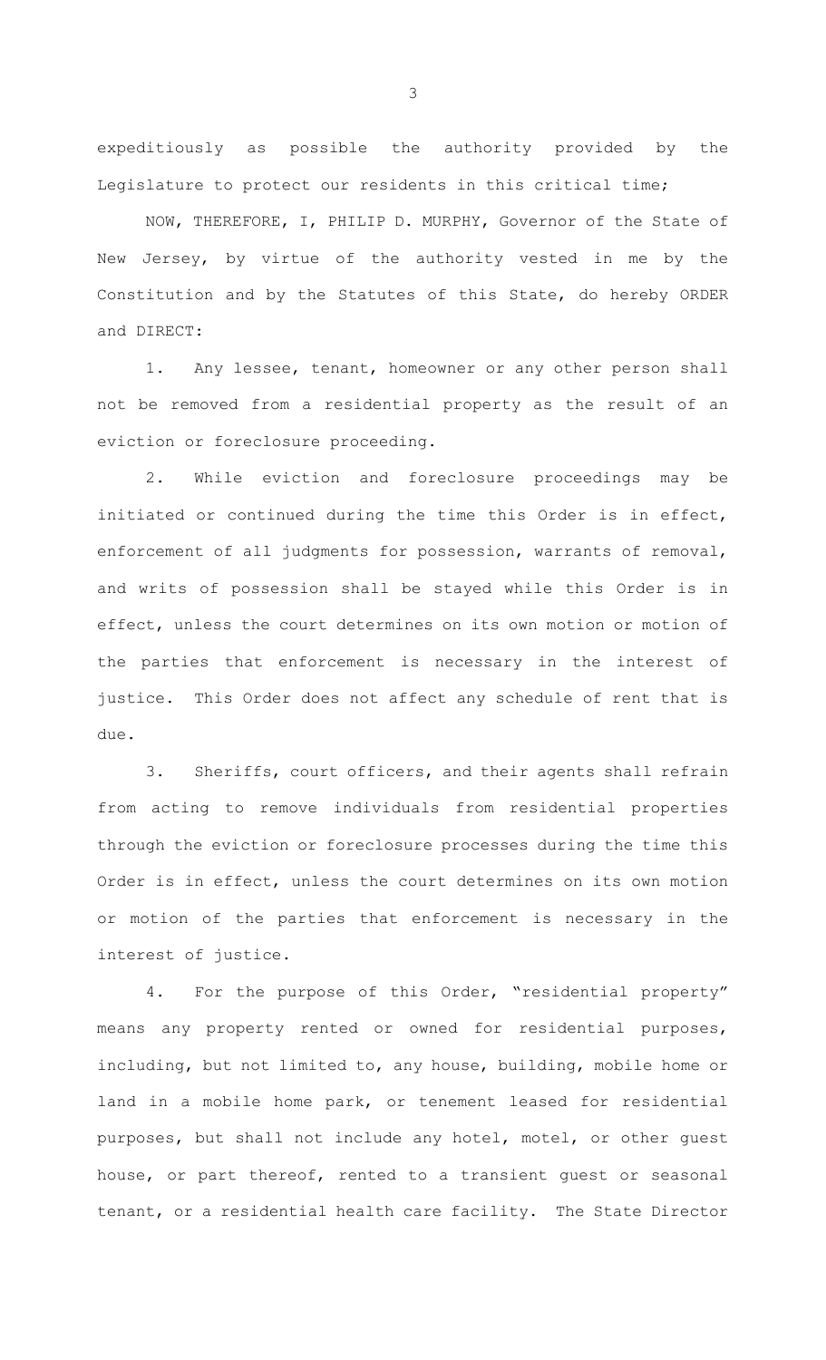expeditiously as possible the authority provided by the Legislature to protect our residents in this critical time;

NOW, THEREFORE, I, PHILIP D. MURPHY, Governor of the State of New Jersey, by virtue of the authority vested in me by the Constitution and by the Statutes of this State, do hereby ORDER and DIRECT:

1. Any lessee, tenant, homeowner or any other person shall not be removed from a residential property as the result of an eviction or foreclosure proceeding.

2. While eviction and foreclosure proceedings may be initiated or continued during the time this Order is in effect, enforcement of all judgments for possession, warrants of removal, and writs of possession shall be stayed while this Order is in effect, unless the court determines on its own motion or motion of the parties that enforcement is necessary in the interest of justice. This Order does not affect any schedule of rent that is due.

3. Sheriffs, court officers, and their agents shall refrain from acting to remove individuals from residential properties through the eviction or foreclosure processes during the time this Order is in effect, unless the court determines on its own motion or motion of the parties that enforcement is necessary in the interest of justice.

4. For the purpose of this Order, "residential property" means any property rented or owned for residential purposes, including, but not limited to, any house, building, mobile home or land in a mobile home park, or tenement leased for residential purposes, but shall not include any hotel, motel, or other guest house, or part thereof, rented to a transient guest or seasonal tenant, or a residential health care facility. The State Director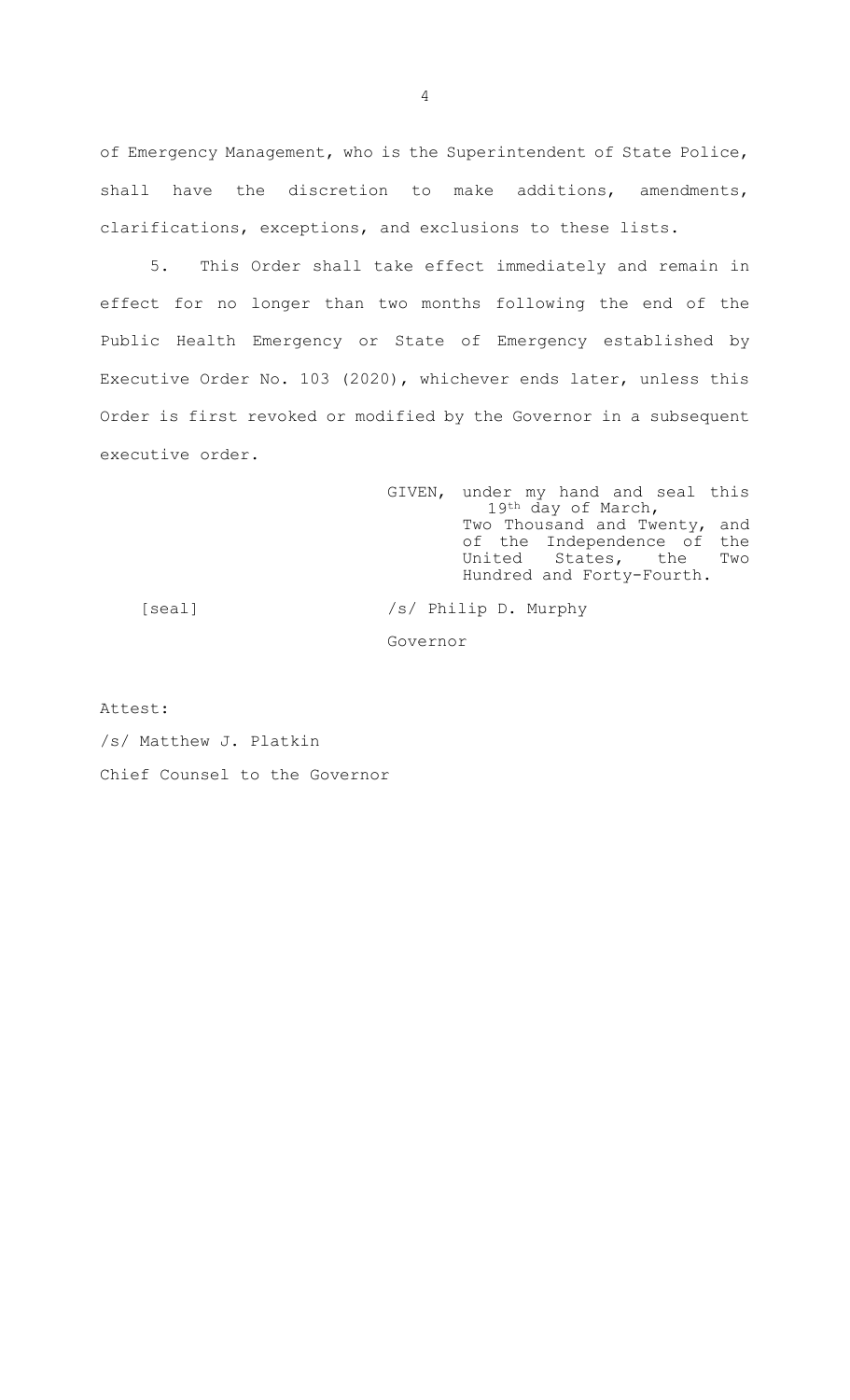of Emergency Management, who is the Superintendent of State Police, shall have the discretion to make additions, amendments, clarifications, exceptions, and exclusions to these lists.

5. This Order shall take effect immediately and remain in effect for no longer than two months following the end of the Public Health Emergency or State of Emergency established by Executive Order No. 103 (2020), whichever ends later, unless this Order is first revoked or modified by the Governor in a subsequent executive order.

GIVEN, under my hand and seal this 19th day of March, Two Thousand and Twenty, and of the Independence of the United States, the Two Hundred and Forty-Fourth.

[seal]

/s/ Philip D. Murphy

Governor

Attest:

/s/ Matthew J. Platkin

Chief Counsel to the Governor